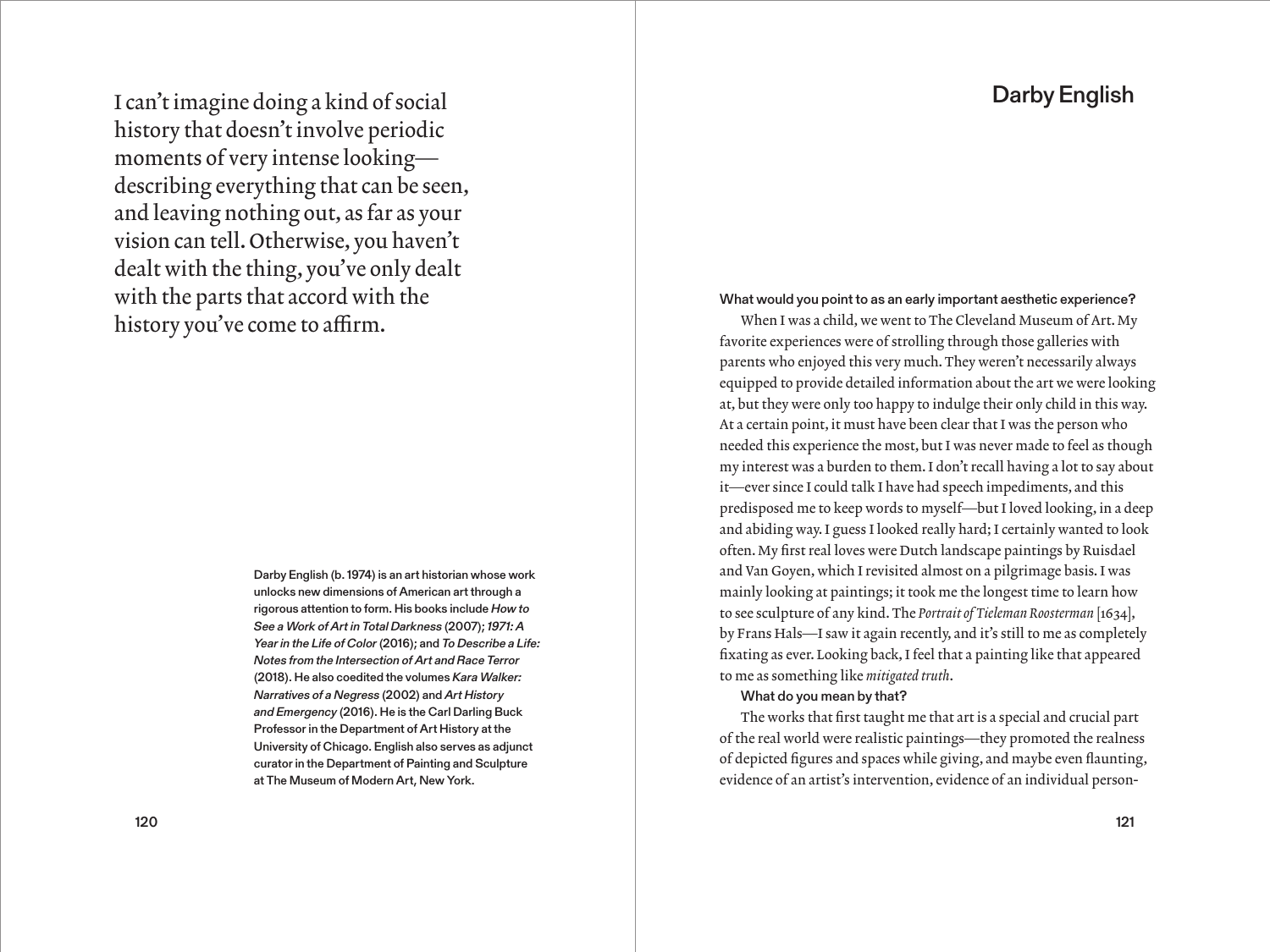I can't imagine doing a kind of social history that doesn't involve periodic moments of very intense looking—describing everything that can be seen, and leaving nothing out, as far as your vision can tell. Otherwise, you haven't dealt with the thing, you've only dealt with the parts that accord with the history you've come to affirm.

Darby English (b. 1974) is an art historian whose work unlocks new dimensions of American art through a rigorous attention to form. His books include *How to See a Work of Art in Total Darkness* (2007); *1971: A Year in the Life of Color* (2016); and *To Describe a Life: Notes from the Intersection of Art and Race Terror* (2018). He also coedited the volumes *Kara Walker: Narratives of a Negress* (2002) and *Art History and Emergency* (2016). He is the Carl Darling Buck Professor in the Department of Art History at the University of Chicago. English also serves as adjunct curator in the Department of Painting and Sculpture at The Museum of Modern Art, New York.

# Darby English

**What would you point to as an early important aesthetic experience?**

When I was a child, we went to The Cleveland Museum of Art. My favorite experiences were of strolling through those galleries with parents who enjoyed this very much. They weren't necessarily always equipped to provide detailed information about the art we were looking at, but they were only too happy to indulge their only child in this way. At a certain point, it must have been clear that I was the person who needed this experience the most, but I was never made to feel as though my interest was a burden to them. I don't recall having a lot to say about it—ever since I could talk I have had speech impediments, and this predisposed me to keep words to myself—but I loved looking, in a deep and abiding way. I guess I looked really hard; I certainly wanted to look often. My first real loves were Dutch landscape paintings by Ruisdael and Van Goyen, which I revisited almost on a pilgrimage basis. I was mainly looking at paintings; it took me the longest time to learn how to see sculpture of any kind. The *Portrait of Tieleman Roosterman* [1634], by Frans Hals—I saw it again recently, and it's still to me as completely fixating as ever. Looking back, I feel that a painting like that appeared to me as something like *mitigated truth*.

**What do you mean by that?**

The works that first taught me that art is a special and crucial part of the real world were realistic paintings—they promoted the realness of depicted figures and spaces while giving, and maybe even flaunting, evidence of an artist's intervention, evidence of an individual person-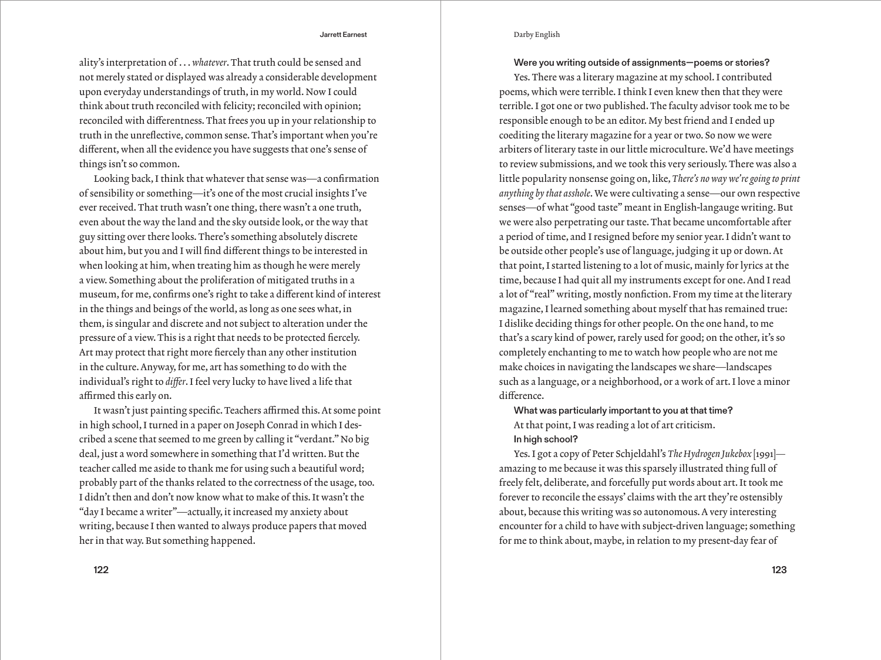ality's interpretation of . . . *whatever*. That truth could be sensed and not merely stated or displayed was already a considerable development upon everyday understandings of truth, in my world. Now I could think about truth reconciled with felicity; reconciled with opinion; reconciled with differentness. That frees you up in your relationship to truth in the unreflective, common sense. That's important when you're different, when all the evidence you have suggests that one's sense of things isn't so common.

Looking back, I think that whatever that sense was—a confirmation of sensibility or something—it's one of the most crucial insights I've ever received. That truth wasn't one thing, there wasn't a one truth, even about the way the land and the sky outside look, or the way that guy sitting over there looks. There's something absolutely discrete about him, but you and I will find different things to be interested in when looking at him, when treating him as though he were merely a view. Something about the proliferation of mitigated truths in a museum, for me, confirms one's right to take a different kind of interest in the things and beings of the world, as long as one sees what, in them, is singular and discrete and not subject to alteration under the pressure of a view. This is a right that needs to be protected fiercely. Art may protect that right more fiercely than any other institution in the culture. Anyway, for me, art has something to do with the individual's right to *differ*. I feel very lucky to have lived a life that affirmed this early on.

It wasn't just painting specific. Teachers affirmed this. At some point in high school, I turned in a paper on Joseph Conrad in which I described a scene that seemed to me green by calling it "verdant." No big deal, just a word somewhere in something that I'd written. But the teacher called me aside to thank me for using such a beautiful word; probably part of the thanks related to the correctness of the usage, too. I didn't then and don't now know what to make of this. It wasn't the "day I became a writer"—actually, it increased my anxiety about writing, because I then wanted to always produce papers that moved her in that way. But something happened.

**Were you writing outside of assignments—poems or stories?**

Yes. There was a literary magazine at my school. I contributed poems, which were terrible. I think I even knew then that they were terrible. I got one or two published. The faculty advisor took me to be responsible enough to be an editor. My best friend and I ended up coediting the literary magazine for a year or two. So now we were arbiters of literary taste in our little microculture. We'd have meetings to review submissions, and we took this very seriously. There was also a little popularity nonsense going on, like, *There's no way we're going to print anything by that asshole*. We were cultivating a sense—our own respective senses—of what "good taste" meant in English-langauge writing. But we were also perpetrating our taste. That became uncomfortable after a period of time, and I resigned before my senior year. I didn't want to be outside other people's use of language, judging it up or down. At that point, I started listening to a lot of music, mainly for lyrics at the time, because I had quit all my instruments except for one. And I read a lot of "real" writing, mostly nonfiction. From my time at the literary magazine, I learned something about myself that has remained true: I dislike deciding things for other people. On the one hand, to me that's a scary kind of power, rarely used for good; on the other, it's so completely enchanting to me to watch how people who are not me make choices in navigating the landscapes we share—landscapes such as a language, or a neighborhood, or a work of art. I love a minor difference.

**What was particularly important to you at that time?**

At that point, I was reading a lot of art criticism.

**In high school?**

Yes. I got a copy of Peter Schjeldahl's *The Hydrogen Jukebox* [1991]—amazing to me because it was this sparsely illustrated thing full of freely felt, deliberate, and forcefully put words about art. It took me forever to reconcile the essays' claims with the art they're ostensibly about, because this writing was so autonomous. A very interesting encounter for a child to have with subject-driven language; something for me to think about, maybe, in relation to my present-day fear of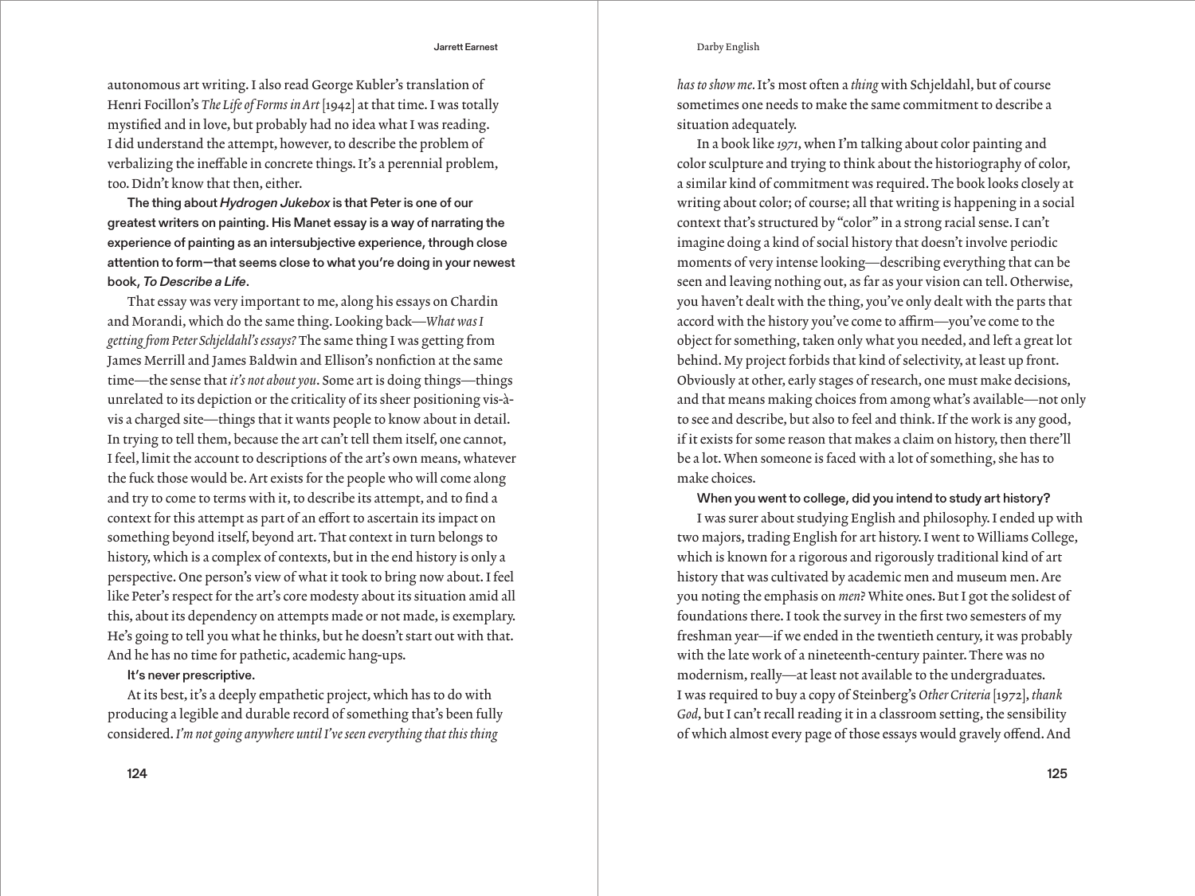autonomous art writing. I also read George Kubler's translation of Henri Focillon's *The Life of Forms in Art* [1942] at that time. I was totally mystified and in love, but probably had no idea what I was reading. I did understand the attempt, however, to describe the problem of verbalizing the ineffable in concrete things. It's a perennial problem, too. Didn't know that then, either.

**The thing about *Hydrogen Jukebox* is that Peter is one of our greatest writers on painting. His Manet essay is a way of narrating the experience of painting as an intersubjective experience, through close attention to form—that seems close to what you're doing in your newest book, *To Describe a Life*.**

That essay was very important to me, along his essays on Chardin and Morandi, which do the same thing. Looking back—*What was I getting from Peter Schjeldahl's essays?* The same thing I was getting from James Merrill and James Baldwin and Ellison's nonfiction at the same time—the sense that *it's not about you*. Some art is doing things—things unrelated to its depiction or the criticality of its sheer positioning vis-à-vis a charged site—things that it wants people to know about in detail. In trying to tell them, because the art can't tell them itself, one cannot, I feel, limit the account to descriptions of the art's own means, whatever the fuck those would be. Art exists for the people who will come along and try to come to terms with it, to describe its attempt, and to find a context for this attempt as part of an effort to ascertain its impact on something beyond itself, beyond art. That context in turn belongs to history, which is a complex of contexts, but in the end history is only a perspective. One person's view of what it took to bring now about. I feel like Peter's respect for the art's core modesty about its situation amid all this, about its dependency on attempts made or not made, is exemplary. He's going to tell you what he thinks, but he doesn't start out with that. And he has no time for pathetic, academic hang-ups.

**It's never prescriptive.**

At its best, it's a deeply empathetic project, which has to do with producing a legible and durable record of something that's been fully considered. *I'm not going anywhere until I've seen everything that this thing has to show me.* It's most often a *thing* with Schjeldahl, but of course sometimes one needs to make the same commitment to describe a situation adequately.

In a book like *1971*, when I'm talking about color painting and color sculpture and trying to think about the historiography of color, a similar kind of commitment was required. The book looks closely at writing about color; of course; all that writing is happening in a social context that's structured by "color" in a strong racial sense. I can't imagine doing a kind of social history that doesn't involve periodic moments of very intense looking—describing everything that can be seen and leaving nothing out, as far as your vision can tell. Otherwise, you haven't dealt with the thing, you've only dealt with the parts that accord with the history you've come to affirm—you've come to the object for something, taken only what you needed, and left a great lot behind. My project forbids that kind of selectivity, at least up front. Obviously at other, early stages of research, one must make decisions, and that means making choices from among what's available—not only to see and describe, but also to feel and think. If the work is any good, if it exists for some reason that makes a claim on history, then there'll be a lot. When someone is faced with a lot of something, she has to make choices.

**When you went to college, did you intend to study art history?**

I was surer about studying English and philosophy. I ended up with two majors, trading English for art history. I went to Williams College, which is known for a rigorous and rigorously traditional kind of art history that was cultivated by academic men and museum men. Are you noting the emphasis on *men*? White ones. But I got the solidest of foundations there. I took the survey in the first two semesters of my freshman year—if we ended in the twentieth century, it was probably with the late work of a nineteenth-century painter. There was no modernism, really—at least not available to the undergraduates. I was required to buy a copy of Steinberg's *Other Criteria* [1972], *thank God*, but I can't recall reading it in a classroom setting, the sensibility of which almost every page of those essays would gravely offend. And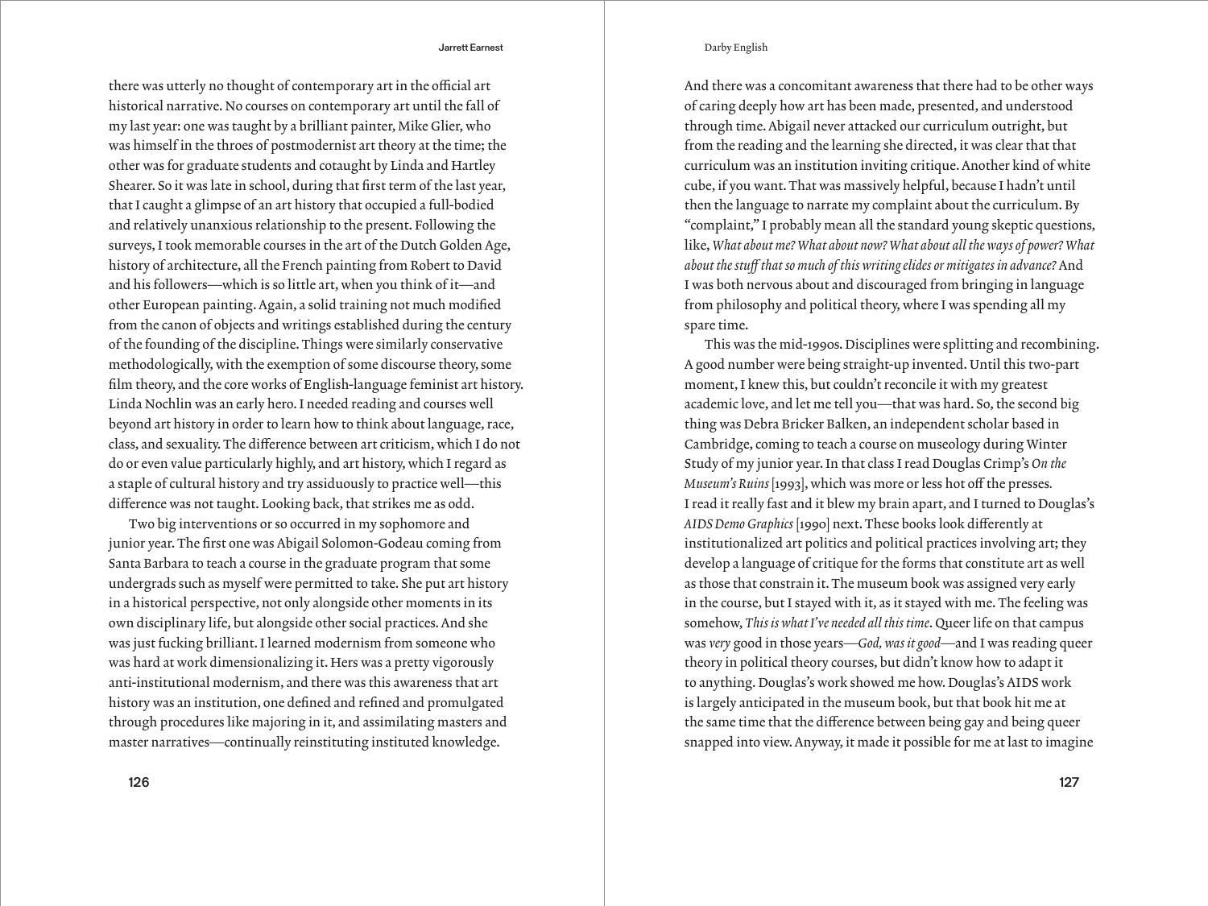there was utterly no thought of contemporary art in the official art historical narrative. No courses on contemporary art until the fall of my last year: one was taught by a brilliant painter, Mike Glier, who was himself in the throes of postmodernist art theory at the time; the other was for graduate students and cotaught by Linda and Hartley Shearer. So it was late in school, during that first term of the last year, that I caught a glimpse of an art history that occupied a full-bodied and relatively unanxious relationship to the present. Following the surveys, I took memorable courses in the art of the Dutch Golden Age, history of architecture, all the French painting from Robert to David and his followers—which is so little art, when you think of it—and other European painting. Again, a solid training not much modified from the canon of objects and writings established during the century of the founding of the discipline. Things were similarly conservative methodologically, with the exemption of some discourse theory, some film theory, and the core works of English-language feminist art history. Linda Nochlin was an early hero. I needed reading and courses well beyond art history in order to learn how to think about language, race, class, and sexuality. The difference between art criticism, which I do not do or even value particularly highly, and art history, which I regard as a staple of cultural history and try assiduously to practice well—this difference was not taught. Looking back, that strikes me as odd.

Two big interventions or so occurred in my sophomore and junior year. The first one was Abigail Solomon-Godeau coming from Santa Barbara to teach a course in the graduate program that some undergrads such as myself were permitted to take. She put art history in a historical perspective, not only alongside other moments in its own disciplinary life, but alongside other social practices. And she was just fucking brilliant. I learned modernism from someone who was hard at work dimensionalizing it. Hers was a pretty vigorously anti-institutional modernism, and there was this awareness that art history was an institution, one defined and refined and promulgated through procedures like majoring in it, and assimilating masters and master narratives—continually reinstituting instituted knowledge. And there was a concomitant awareness that there had to be other ways of caring deeply how art has been made, presented, and understood through time. Abigail never attacked our curriculum outright, but from the reading and the learning she directed, it was clear that that curriculum was an institution inviting critique. Another kind of white cube, if you want. That was massively helpful, because I hadn't until then the language to narrate my complaint about the curriculum. By "complaint," I probably mean all the standard young skeptic questions, like, *What about me? What about now? What about all the ways of power? What about the stuff that so much of this writing elides or mitigates in advance?* And I was both nervous about and discouraged from bringing in language from philosophy and political theory, where I was spending all my spare time.

This was the mid-1990s. Disciplines were splitting and recombining. A good number were being straight-up invented. Until this two-part moment, I knew this, but couldn't reconcile it with my greatest academic love, and let me tell you—that was hard. So, the second big thing was Debra Bricker Balken, an independent scholar based in Cambridge, coming to teach a course on museology during Winter Study of my junior year. In that class I read Douglas Crimp's *On the Museum's Ruins* [1993], which was more or less hot off the presses. I read it really fast and it blew my brain apart, and I turned to Douglas's *AIDS Demo Graphics* [1990] next. These books look differently at institutionalized art politics and political practices involving art; they develop a language of critique for the forms that constitute art as well as those that constrain it. The museum book was assigned very early in the course, but I stayed with it, as it stayed with me. The feeling was somehow, *This is what I've needed all this time*. Queer life on that campus was *very* good in those years—*God, was it good*—and I was reading queer theory in political theory courses, but didn't know how to adapt it to anything. Douglas's work showed me how. Douglas's AIDS work is largely anticipated in the museum book, but that book hit me at the same time that the difference between being gay and being queer snapped into view. Anyway, it made it possible for me at last to imagine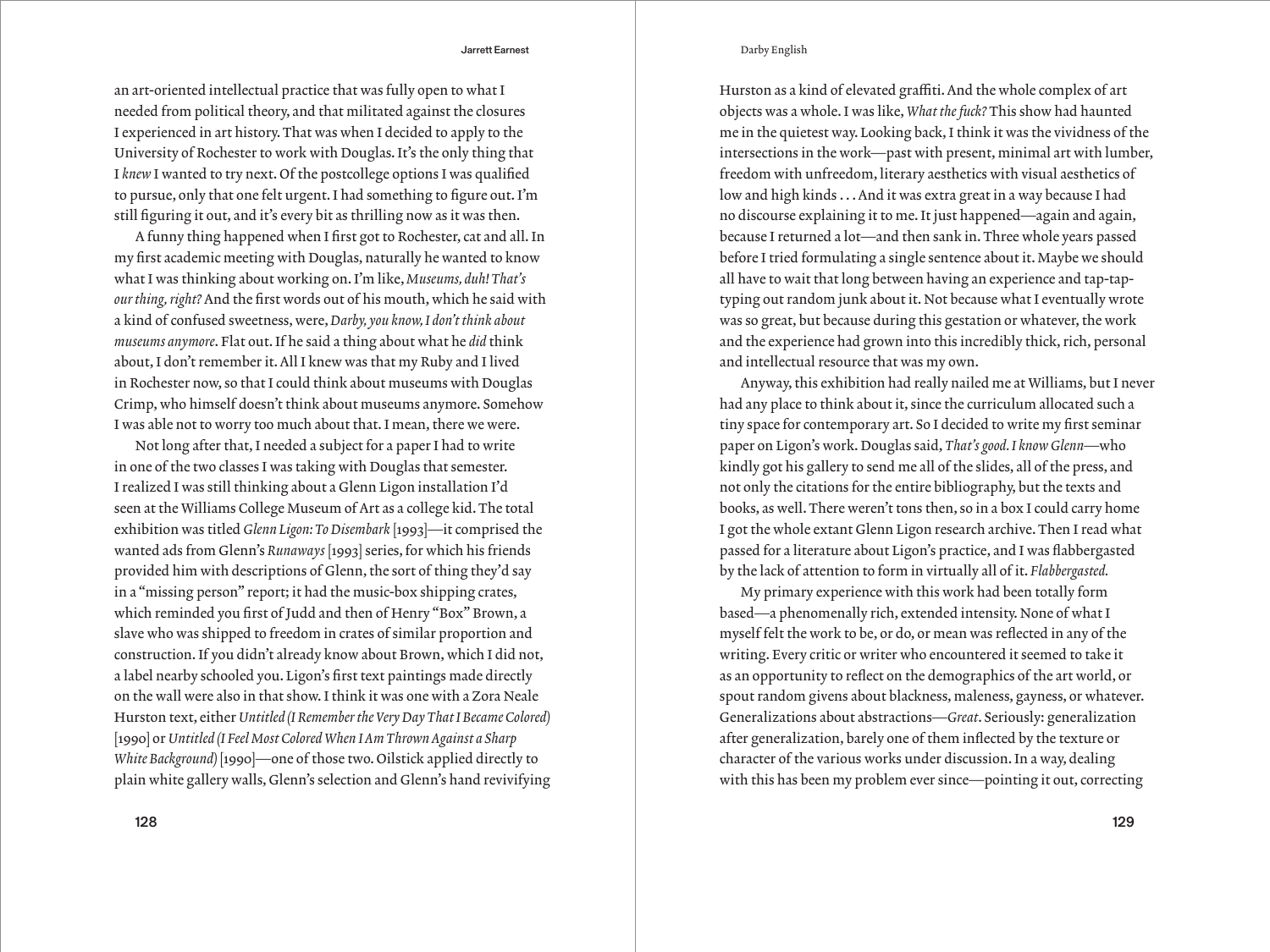an art-oriented intellectual practice that was fully open to what I needed from political theory, and that militated against the closures I experienced in art history. That was when I decided to apply to the University of Rochester to work with Douglas. It's the only thing that I *knew* I wanted to try next. Of the postcollege options I was qualified to pursue, only that one felt urgent. I had something to figure out. I'm still figuring it out, and it's every bit as thrilling now as it was then.

A funny thing happened when I first got to Rochester, cat and all. In my first academic meeting with Douglas, naturally he wanted to know what I was thinking about working on. I'm like, *Museums, duh! That's our thing, right?* And the first words out of his mouth, which he said with a kind of confused sweetness, were, *Darby, you know, I don't think about museums anymore*. Flat out. If he said a thing about what he *did* think about, I don't remember it. All I knew was that my Ruby and I lived in Rochester now, so that I could think about museums with Douglas Crimp, who himself doesn't think about museums anymore. Somehow I was able not to worry too much about that. I mean, there we were.

Not long after that, I needed a subject for a paper I had to write in one of the two classes I was taking with Douglas that semester. I realized I was still thinking about a Glenn Ligon installation I'd seen at the Williams College Museum of Art as a college kid. The total exhibition was titled *Glenn Ligon: To Disembark* [1993]—it comprised the wanted ads from Glenn's *Runaways* [1993] series, for which his friends provided him with descriptions of Glenn, the sort of thing they'd say in a "missing person" report; it had the music-box shipping crates, which reminded you first of Judd and then of Henry "Box" Brown, a slave who was shipped to freedom in crates of similar proportion and construction. If you didn't already know about Brown, which I did not, a label nearby schooled you. Ligon's first text paintings made directly on the wall were also in that show. I think it was one with a Zora Neale Hurston text, either *Untitled (I Remember the Very Day That I Became Colored)* [1990] or *Untitled (I Feel Most Colored When I Am Thrown Against a Sharp White Background)* [1990]—one of those two. Oilstick applied directly to plain white gallery walls, Glenn's selection and Glenn's hand revivifying Hurston as a kind of elevated graffiti. And the whole complex of art objects was a whole. I was like, *What the fuck?* This show had haunted me in the quietest way. Looking back, I think it was the vividness of the intersections in the work—past with present, minimal art with lumber, freedom with unfreedom, literary aesthetics with visual aesthetics of low and high kinds . . . And it was extra great in a way because I had no discourse explaining it to me. It just happened—again and again, because I returned a lot—and then sank in. Three whole years passed before I tried formulating a single sentence about it. Maybe we should all have to wait that long between having an experience and tap-tap-typing out random junk about it. Not because what I eventually wrote was so great, but because during this gestation or whatever, the work and the experience had grown into this incredibly thick, rich, personal and intellectual resource that was my own.

Anyway, this exhibition had really nailed me at Williams, but I never had any place to think about it, since the curriculum allocated such a tiny space for contemporary art. So I decided to write my first seminar paper on Ligon's work. Douglas said, *That's good. I know Glenn*—who kindly got his gallery to send me all of the slides, all of the press, and not only the citations for the entire bibliography, but the texts and books, as well. There weren't tons then, so in a box I could carry home I got the whole extant Glenn Ligon research archive. Then I read what passed for a literature about Ligon's practice, and I was flabbergasted by the lack of attention to form in virtually all of it. *Flabbergasted.*

My primary experience with this work had been totally form based—a phenomenally rich, extended intensity. None of what I myself felt the work to be, or do, or mean was reflected in any of the writing. Every critic or writer who encountered it seemed to take it as an opportunity to reflect on the demographics of the art world, or spout random givens about blackness, maleness, gayness, or whatever. Generalizations about abstractions—*Great*. Seriously: generalization after generalization, barely one of them inflected by the texture or character of the various works under discussion. In a way, dealing with this has been my problem ever since—pointing it out, correcting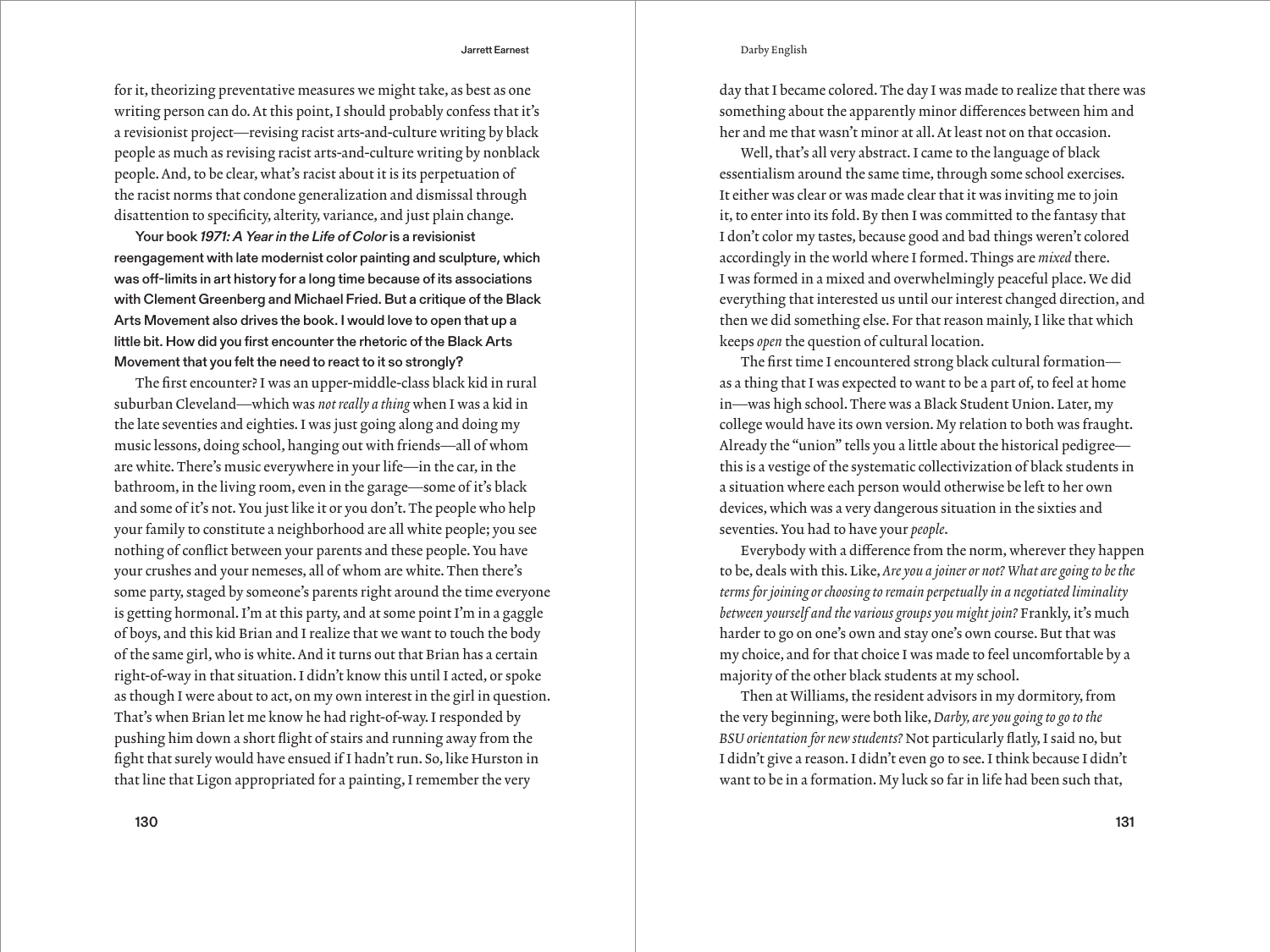for it, theorizing preventative measures we might take, as best as one writing person can do. At this point, I should probably confess that it's a revisionist project—revising racist arts-and-culture writing by black people as much as revising racist arts-and-culture writing by nonblack people. And, to be clear, what's racist about it is its perpetuation of the racist norms that condone generalization and dismissal through disattention to specificity, alterity, variance, and just plain change.

**Your book *1971: A Year in the Life of Color* is a revisionist reengagement with late modernist color painting and sculpture, which was off-limits in art history for a long time because of its associations with Clement Greenberg and Michael Fried. But a critique of the Black Arts Movement also drives the book. I would love to open that up a little bit. How did you first encounter the rhetoric of the Black Arts Movement that you felt the need to react to it so strongly?**

The first encounter? I was an upper-middle-class black kid in rural suburban Cleveland—which was *not really a thing* when I was a kid in the late seventies and eighties. I was just going along and doing my music lessons, doing school, hanging out with friends—all of whom are white. There's music everywhere in your life—in the car, in the bathroom, in the living room, even in the garage—some of it's black and some of it's not. You just like it or you don't. The people who help your family to constitute a neighborhood are all white people; you see nothing of conflict between your parents and these people. You have your crushes and your nemeses, all of whom are white. Then there's some party, staged by someone's parents right around the time everyone is getting hormonal. I'm at this party, and at some point I'm in a gaggle of boys, and this kid Brian and I realize that we want to touch the body of the same girl, who is white. And it turns out that Brian has a certain right-of-way in that situation. I didn't know this until I acted, or spoke as though I were about to act, on my own interest in the girl in question. That's when Brian let me know he had right-of-way. I responded by pushing him down a short flight of stairs and running away from the fight that surely would have ensued if I hadn't run. So, like Hurston in that line that Ligon appropriated for a painting, I remember the very day that I became colored. The day I was made to realize that there was something about the apparently minor differences between him and her and me that wasn't minor at all. At least not on that occasion.

Well, that's all very abstract. I came to the language of black essentialism around the same time, through some school exercises. It either was clear or was made clear that it was inviting me to join it, to enter into its fold. By then I was committed to the fantasy that I don't color my tastes, because good and bad things weren't colored accordingly in the world where I formed. Things are *mixed* there. I was formed in a mixed and overwhelmingly peaceful place. We did everything that interested us until our interest changed direction, and then we did something else. For that reason mainly, I like that which keeps *open* the question of cultural location.

The first time I encountered strong black cultural formation—as a thing that I was expected to want to be a part of, to feel at home in—was high school. There was a Black Student Union. Later, my college would have its own version. My relation to both was fraught. Already the "union" tells you a little about the historical pedigree—this is a vestige of the systematic collectivization of black students in a situation where each person would otherwise be left to her own devices, which was a very dangerous situation in the sixties and seventies. You had to have your *people*.

Everybody with a difference from the norm, wherever they happen to be, deals with this. Like, *Are you a joiner or not? What are going to be the terms for joining or choosing to remain perpetually in a negotiated liminality between yourself and the various groups you might join?* Frankly, it's much harder to go on one's own and stay one's own course. But that was my choice, and for that choice I was made to feel uncomfortable by a majority of the other black students at my school.

Then at Williams, the resident advisors in my dormitory, from the very beginning, were both like, *Darby, are you going to go to the BSU orientation for new students?* Not particularly flatly, I said no, but I didn't give a reason. I didn't even go to see. I think because I didn't want to be in a formation. My luck so far in life had been such that,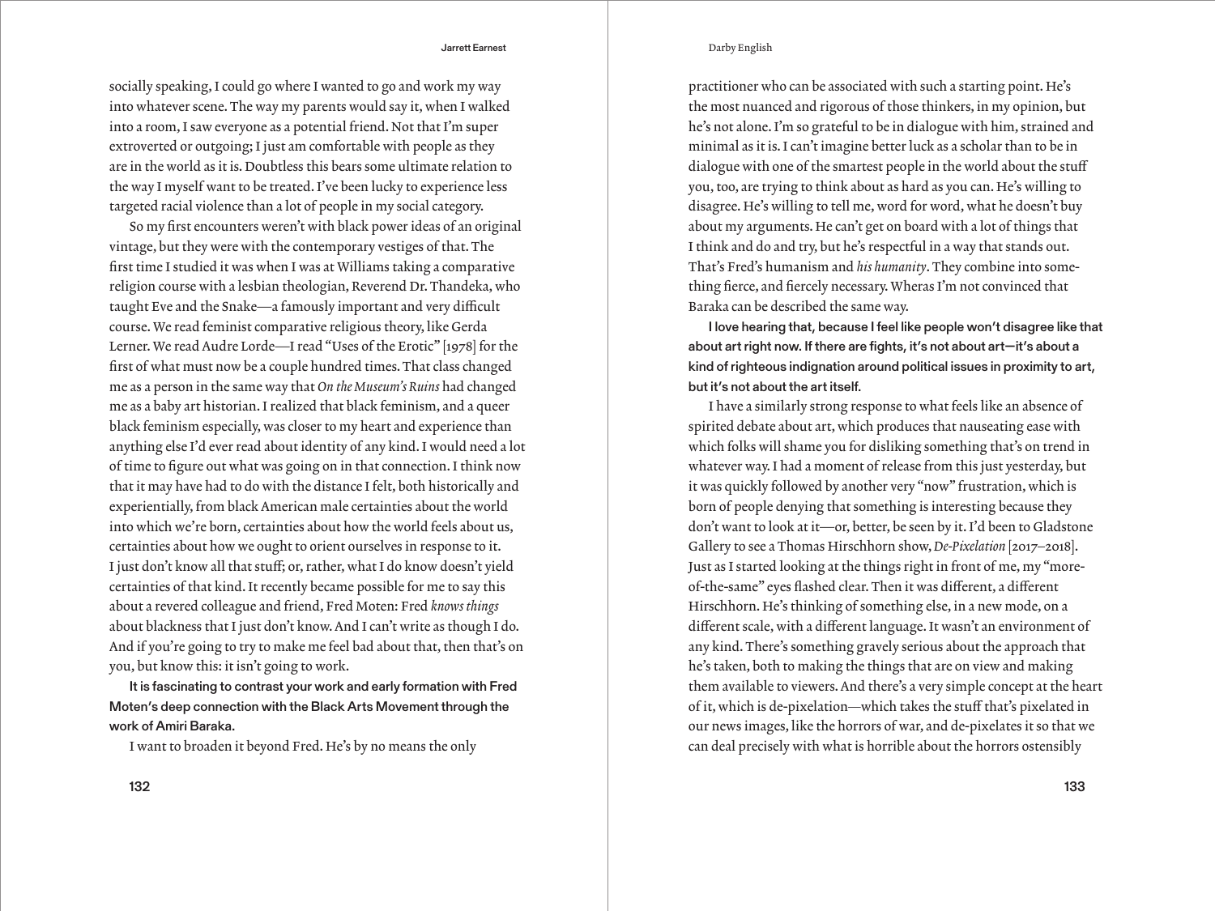socially speaking, I could go where I wanted to go and work my way into whatever scene. The way my parents would say it, when I walked into a room, I saw everyone as a potential friend. Not that I'm super extroverted or outgoing; I just am comfortable with people as they are in the world as it is. Doubtless this bears some ultimate relation to the way I myself want to be treated. I've been lucky to experience less targeted racial violence than a lot of people in my social category.

So my first encounters weren't with black power ideas of an original vintage, but they were with the contemporary vestiges of that. The first time I studied it was when I was at Williams taking a comparative religion course with a lesbian theologian, Reverend Dr. Thandeka, who taught Eve and the Snake—a famously important and very difficult course. We read feminist comparative religious theory, like Gerda Lerner. We read Audre Lorde—I read "Uses of the Erotic" [1978] for the first of what must now be a couple hundred times. That class changed me as a person in the same way that *On the Museum's Ruins* had changed me as a baby art historian. I realized that black feminism, and a queer black feminism especially, was closer to my heart and experience than anything else I'd ever read about identity of any kind. I would need a lot of time to figure out what was going on in that connection. I think now that it may have had to do with the distance I felt, both historically and experientially, from black American male certainties about the world into which we're born, certainties about how the world feels about us, certainties about how we ought to orient ourselves in response to it. I just don't know all that stuff; or, rather, what I do know doesn't yield certainties of that kind. It recently became possible for me to say this about a revered colleague and friend, Fred Moten: Fred *knows things* about blackness that I just don't know. And I can't write as though I do. And if you're going to try to make me feel bad about that, then that's on you, but know this: it isn't going to work.

**It is fascinating to contrast your work and early formation with Fred Moten's deep connection with the Black Arts Movement through the work of Amiri Baraka.**

I want to broaden it beyond Fred. He's by no means the only practitioner who can be associated with such a starting point. He's the most nuanced and rigorous of those thinkers, in my opinion, but he's not alone. I'm so grateful to be in dialogue with him, strained and minimal as it is. I can't imagine better luck as a scholar than to be in dialogue with one of the smartest people in the world about the stuff you, too, are trying to think about as hard as you can. He's willing to disagree. He's willing to tell me, word for word, what he doesn't buy about my arguments. He can't get on board with a lot of things that I think and do and try, but he's respectful in a way that stands out. That's Fred's humanism and *his humanity*. They combine into something fierce, and fiercely necessary. Wheras I'm not convinced that Baraka can be described the same way.

**I love hearing that, because I feel like people won't disagree like that about art right now. If there are fights, it's not about art—it's about a kind of righteous indignation around political issues in proximity to art, but it's not about the art itself.**

I have a similarly strong response to what feels like an absence of spirited debate about art, which produces that nauseating ease with which folks will shame you for disliking something that's on trend in whatever way. I had a moment of release from this just yesterday, but it was quickly followed by another very "now" frustration, which is born of people denying that something is interesting because they don't want to look at it—or, better, be seen by it. I'd been to Gladstone Gallery to see a Thomas Hirschhorn show, *De-Pixelation* [2017–2018]. Just as I started looking at the things right in front of me, my "more-of-the-same" eyes flashed clear. Then it was different, a different Hirschhorn. He's thinking of something else, in a new mode, on a different scale, with a different language. It wasn't an environment of any kind. There's something gravely serious about the approach that he's taken, both to making the things that are on view and making them available to viewers. And there's a very simple concept at the heart of it, which is de-pixelation—which takes the stuff that's pixelated in our news images, like the horrors of war, and de-pixelates it so that we can deal precisely with what is horrible about the horrors ostensibly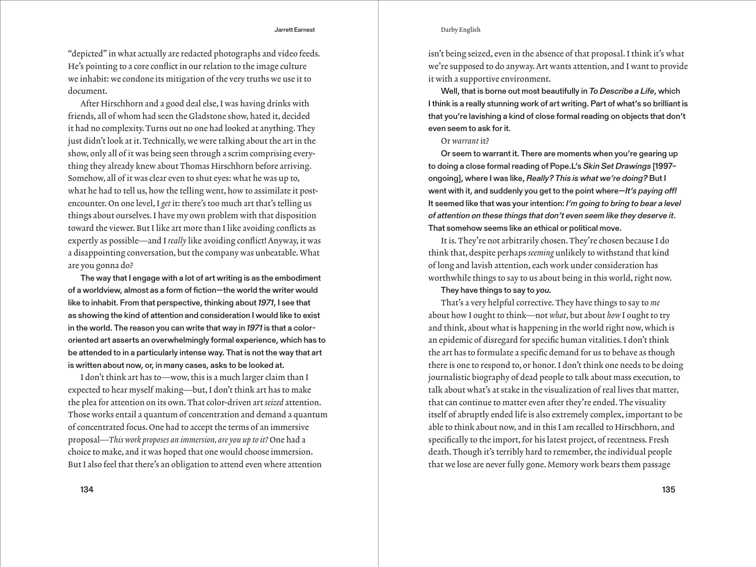"depicted" in what actually are redacted photographs and video feeds. He's pointing to a core conflict in our relation to the image culture we inhabit: we condone its mitigation of the very truths we use it to document.

After Hirschhorn and a good deal else, I was having drinks with friends, all of whom had seen the Gladstone show, hated it, decided it had no complexity. Turns out no one had looked at anything. They just didn't look at it. Technically, we were talking about the art in the show, only all of it was being seen through a scrim comprising everything they already knew about Thomas Hirschhorn before arriving. Somehow, all of it was clear even to shut eyes: what he was up to, what he had to tell us, how the telling went, how to assimilate it post-encounter. On one level, I *get* it: there's too much art that's telling us things about ourselves. I have my own problem with that disposition toward the viewer. But I like art more than I like avoiding conflicts as expertly as possible—and I *really* like avoiding conflict! Anyway, it was a disappointing conversation, but the company was unbeatable. What are you gonna do?

**The way that I engage with a lot of art writing is as the embodiment of a worldview, almost as a form of fiction—the world the writer would like to inhabit. From that perspective, thinking about *1971*, I see that as showing the kind of attention and consideration I would like to exist in the world. The reason you can write that way in *1971* is that a color-oriented art asserts an overwhelmingly formal experience, which has to be attended to in a particularly intense way. That is not the way that art is written about now, or, in many cases, asks to be looked at.**

I don't think art has to—wow, this is a much larger claim than I expected to hear myself making—but, I don't think art has to make the plea for attention on its own. That color-driven art *seized* attention. Those works entail a quantum of concentration and demand a quantum of concentrated focus. One had to accept the terms of an immersive proposal—*This work proposes an immersion, are you up to it?* One had a choice to make, and it was hoped that one would choose immersion. But I also feel that there's an obligation to attend even where attention isn't being seized, even in the absence of that proposal. I think it's what we're supposed to do anyway. Art wants attention, and I want to provide it with a supportive environment.

**Well, that is borne out most beautifully in *To Describe a Life*, which I think is a really stunning work of art writing. Part of what's so brilliant is that you're lavishing a kind of close formal reading on objects that don't even seem to ask for it.**

Or *warrant* it?

**Or seem to warrant it. There are moments when you're gearing up to doing a close formal reading of Pope.L's *Skin Set Drawings* [1997–ongoing], where I was like, *Really? This is what we're doing?* But I went with it, and suddenly you get to the point where—*It's paying off!* It seemed like that was your intention: *I'm going to bring to bear a level of attention on these things that don't even seem like they deserve it*. That somehow seems like an ethical or political move.**

It is. They're not arbitrarily chosen. They're chosen because I do think that, despite perhaps *seeming* unlikely to withstand that kind of long and lavish attention, each work under consideration has worthwhile things to say to us about being in this world, right now.

**They have things to say to *you.***

That's a very helpful corrective. They have things to say to *me* about how I ought to think—not *what*, but about *how* I ought to try and think, about what is happening in the world right now, which is an epidemic of disregard for specific human vitalities. I don't think the art has to formulate a specific demand for us to behave as though there is one to respond to, or honor. I don't think one needs to be doing journalistic biography of dead people to talk about mass execution, to talk about what's at stake in the visualization of real lives that matter, that can continue to matter even after they're ended. The visuality itself of abruptly ended life is also extremely complex, important to be able to think about now, and in this I am recalled to Hirschhorn, and specifically to the import, for his latest project, of recentness. Fresh death. Though it's terribly hard to remember, the individual people that we lose are never fully gone. Memory work bears them passage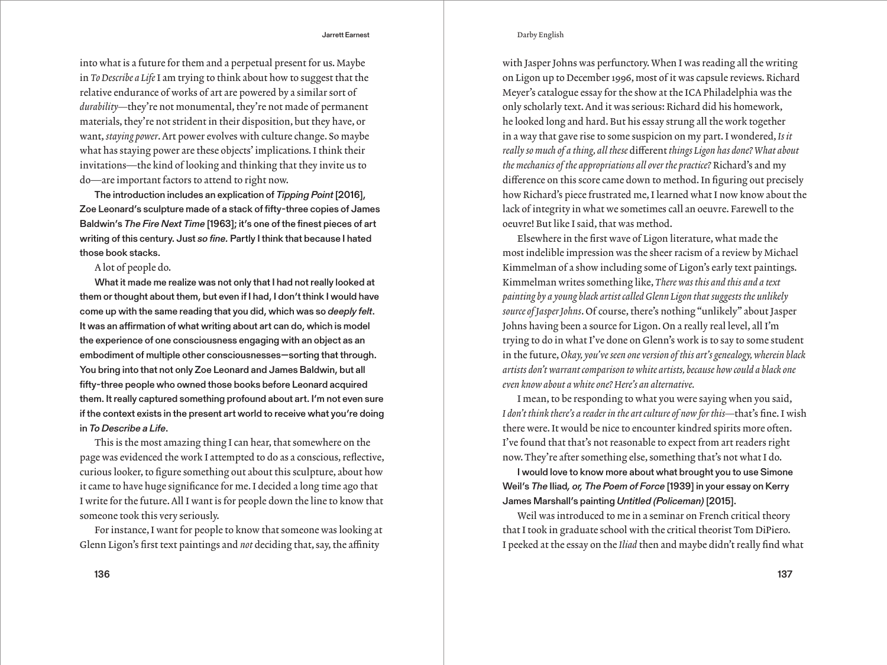into what is a future for them and a perpetual present for us. Maybe in *To Describe a Life* I am trying to think about how to suggest that the relative endurance of works of art are powered by a similar sort of *durability*—they're not monumental, they're not made of permanent materials, they're not strident in their disposition, but they have, or want, *staying power*. Art power evolves with culture change. So maybe what has staying power are these objects' implications. I think their invitations—the kind of looking and thinking that they invite us to do—are important factors to attend to right now.

**The introduction includes an explication of *Tipping Point* [2016], Zoe Leonard's sculpture made of a stack of fifty-three copies of James Baldwin's *The Fire Next Time* [1963]; it's one of the finest pieces of art writing of this century. Just *so fine.* Partly I think that because I hated those book stacks.**

A lot of people do.

**What it made me realize was not only that I had not really looked at them or thought about them, but even if I had, I don't think I would have come up with the same reading that you did, which was so *deeply felt*. It was an affirmation of what writing about art can do, which is model the experience of one consciousness engaging with an object as an embodiment of multiple other consciousnesses—sorting that through. You bring into that not only Zoe Leonard and James Baldwin, but all fifty-three people who owned those books before Leonard acquired them. It really captured something profound about art. I'm not even sure if the context exists in the present art world to receive what you're doing in *To Describe a Life*.**

This is the most amazing thing I can hear, that somewhere on the page was evidenced the work I attempted to do as a conscious, reflective, curious looker, to figure something out about this sculpture, about how it came to have huge significance for me. I decided a long time ago that I write for the future. All I want is for people down the line to know that someone took this very seriously.

For instance, I want for people to know that someone was looking at Glenn Ligon's first text paintings and *not* deciding that, say, the affinity with Jasper Johns was perfunctory. When I was reading all the writing on Ligon up to December 1996, most of it was capsule reviews. Richard Meyer's catalogue essay for the show at the ICA Philadelphia was the only scholarly text. And it was serious: Richard did his homework, he looked long and hard. But his essay strung all the work together in a way that gave rise to some suspicion on my part. I wondered, *Is it really so much of a thing, all these* different *things Ligon has done? What about the mechanics of the appropriations all over the practice?* Richard's and my difference on this score came down to method. In figuring out precisely how Richard's piece frustrated me, I learned what I now know about the lack of integrity in what we sometimes call an oeuvre. Farewell to the oeuvre! But like I said, that was method.

Elsewhere in the first wave of Ligon literature, what made the most indelible impression was the sheer racism of a review by Michael Kimmelman of a show including some of Ligon's early text paintings. Kimmelman writes something like, *There was this and this and a text painting by a young black artist called Glenn Ligon that suggests the unlikely source of Jasper Johns*. Of course, there's nothing "unlikely" about Jasper Johns having been a source for Ligon. On a really real level, all I'm trying to do in what I've done on Glenn's work is to say to some student in the future, *Okay, you've seen one version of this art's genealogy, wherein black artists don't warrant comparison to white artists, because how could a black one even know about a white one? Here's an alternative.*

I mean, to be responding to what you were saying when you said, *I don't think there's a reader in the art culture of now for this*—that's fine. I wish there were. It would be nice to encounter kindred spirits more often. I've found that that's not reasonable to expect from art readers right now. They're after something else, something that's not what I do.

**I would love to know more about what brought you to use Simone Weil's *The* Iliad*, or, The Poem of Force* [1939] in your essay on Kerry James Marshall's painting *Untitled (Policeman)* [2015].**

Weil was introduced to me in a seminar on French critical theory that I took in graduate school with the critical theorist Tom DiPiero. I peeked at the essay on the *Iliad* then and maybe didn't really find what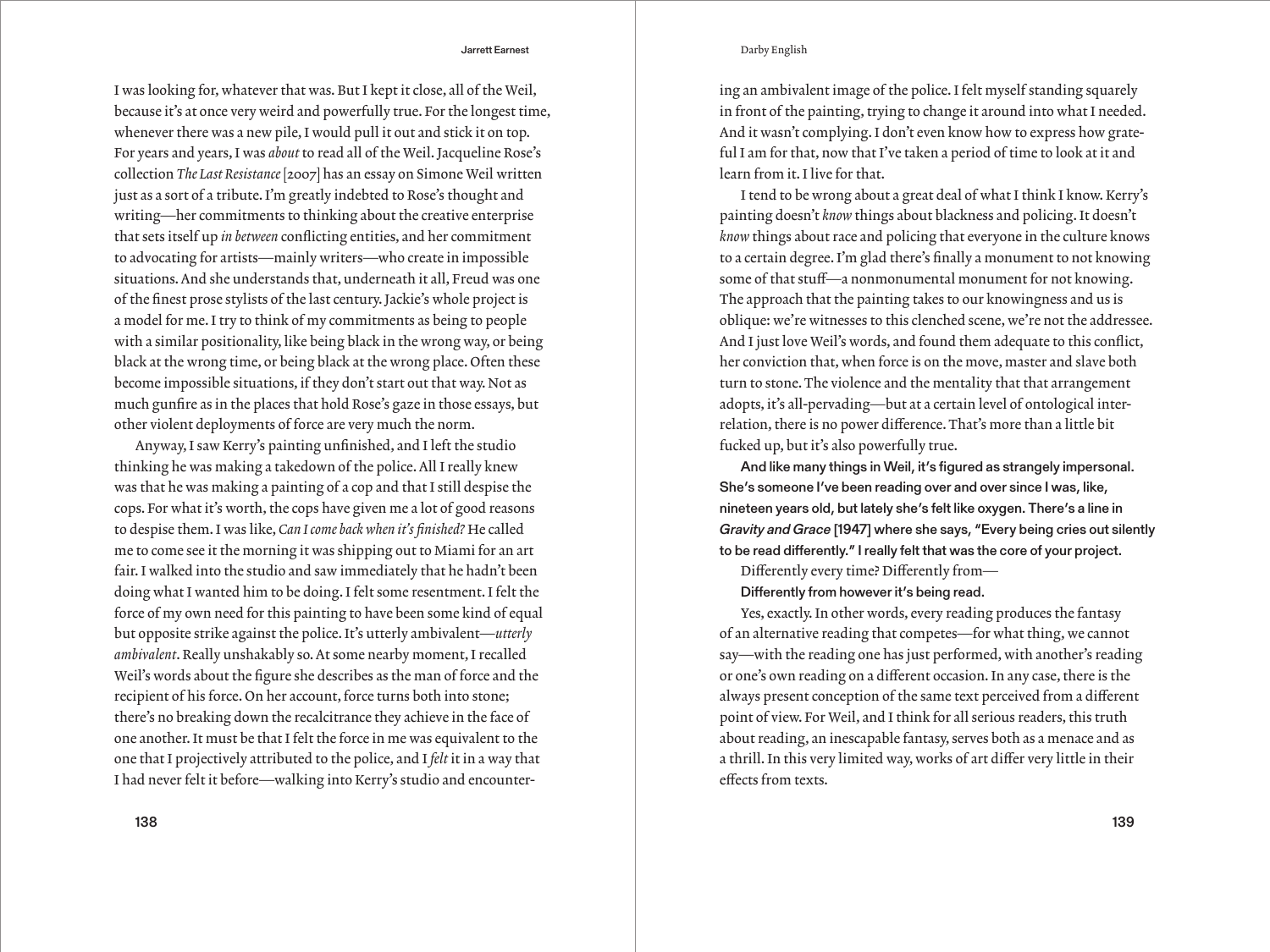I was looking for, whatever that was. But I kept it close, all of the Weil, because it's at once very weird and powerfully true. For the longest time, whenever there was a new pile, I would pull it out and stick it on top. For years and years, I was *about* to read all of the Weil. Jacqueline Rose's collection *The Last Resistance* [2007] has an essay on Simone Weil written just as a sort of a tribute. I'm greatly indebted to Rose's thought and writing—her commitments to thinking about the creative enterprise that sets itself up *in between* conflicting entities, and her commitment to advocating for artists—mainly writers—who create in impossible situations. And she understands that, underneath it all, Freud was one of the finest prose stylists of the last century. Jackie's whole project is a model for me. I try to think of my commitments as being to people with a similar positionality, like being black in the wrong way, or being black at the wrong time, or being black at the wrong place. Often these become impossible situations, if they don't start out that way. Not as much gunfire as in the places that hold Rose's gaze in those essays, but other violent deployments of force are very much the norm.

Anyway, I saw Kerry's painting unfinished, and I left the studio thinking he was making a takedown of the police. All I really knew was that he was making a painting of a cop and that I still despise the cops. For what it's worth, the cops have given me a lot of good reasons to despise them. I was like, *Can I come back when it's finished?* He called me to come see it the morning it was shipping out to Miami for an art fair. I walked into the studio and saw immediately that he hadn't been doing what I wanted him to be doing. I felt some resentment. I felt the force of my own need for this painting to have been some kind of equal but opposite strike against the police. It's utterly ambivalent—*utterly ambivalent*. Really unshakably so. At some nearby moment, I recalled Weil's words about the figure she describes as the man of force and the recipient of his force. On her account, force turns both into stone; there's no breaking down the recalcitrance they achieve in the face of one another. It must be that I felt the force in me was equivalent to the one that I projectively attributed to the police, and I *felt* it in a way that I had never felt it before—walking into Kerry's studio and encountering an ambivalent image of the police. I felt myself standing squarely in front of the painting, trying to change it around into what I needed. And it wasn't complying. I don't even know how to express how grateful I am for that, now that I've taken a period of time to look at it and learn from it. I live for that.

I tend to be wrong about a great deal of what I think I know. Kerry's painting doesn't *know* things about blackness and policing. It doesn't *know* things about race and policing that everyone in the culture knows to a certain degree. I'm glad there's finally a monument to not knowing some of that stuff—a nonmonumental monument for not knowing. The approach that the painting takes to our knowingness and us is oblique: we're witnesses to this clenched scene, we're not the addressee. And I just love Weil's words, and found them adequate to this conflict, her conviction that, when force is on the move, master and slave both turn to stone. The violence and the mentality that that arrangement adopts, it's all-pervading—but at a certain level of ontological interrelation, there is no power difference. That's more than a little bit fucked up, but it's also powerfully true.

**And like many things in Weil, it's figured as strangely impersonal. She's someone I've been reading over and over since I was, like, nineteen years old, but lately she's felt like oxygen. There's a line in *Gravity and Grace* [1947] where she says, "Every being cries out silently to be read differently." I really felt that was the core of your project.**

Differently every time? Differently from—

**Differently from however it's being read.**

Yes, exactly. In other words, every reading produces the fantasy of an alternative reading that competes—for what thing, we cannot say—with the reading one has just performed, with another's reading or one's own reading on a different occasion. In any case, there is the always present conception of the same text perceived from a different point of view. For Weil, and I think for all serious readers, this truth about reading, an inescapable fantasy, serves both as a menace and as a thrill. In this very limited way, works of art differ very little in their effects from texts.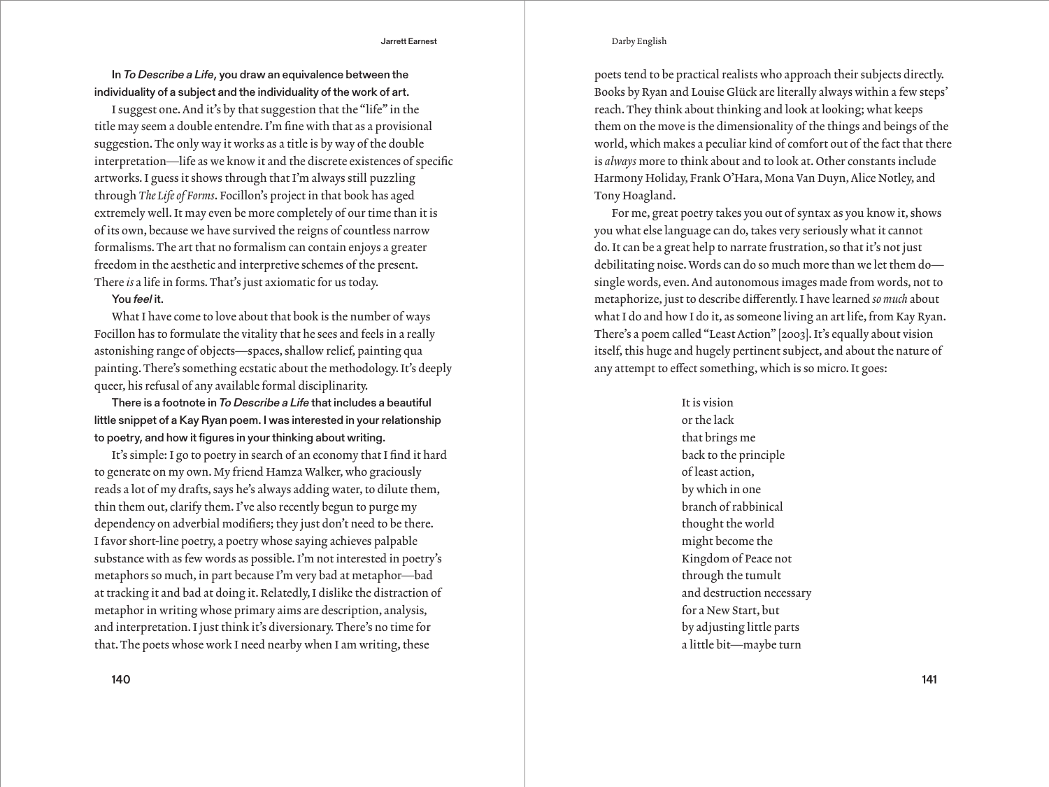**In *To Describe a Life*, you draw an equivalence between the individuality of a subject and the individuality of the work of art.**

I suggest one. And it's by that suggestion that the "life" in the title may seem a double entendre. I'm fine with that as a provisional suggestion. The only way it works as a title is by way of the double interpretation—life as we know it and the discrete existences of specific artworks. I guess it shows through that I'm always still puzzling through *The Life of Forms*. Focillon's project in that book has aged extremely well. It may even be more completely of our time than it is of its own, because we have survived the reigns of countless narrow formalisms. The art that no formalism can contain enjoys a greater freedom in the aesthetic and interpretive schemes of the present. There *is* a life in forms. That's just axiomatic for us today.

**You *feel* it.**

What I have come to love about that book is the number of ways Focillon has to formulate the vitality that he sees and feels in a really astonishing range of objects—spaces, shallow relief, painting qua painting. There's something ecstatic about the methodology. It's deeply queer, his refusal of any available formal disciplinarity.

**There is a footnote in *To Describe a Life* that includes a beautiful little snippet of a Kay Ryan poem. I was interested in your relationship to poetry, and how it figures in your thinking about writing.**

It's simple: I go to poetry in search of an economy that I find it hard to generate on my own. My friend Hamza Walker, who graciously reads a lot of my drafts, says he's always adding water, to dilute them, thin them out, clarify them. I've also recently begun to purge my dependency on adverbial modifiers; they just don't need to be there. I favor short-line poetry, a poetry whose saying achieves palpable substance with as few words as possible. I'm not interested in poetry's metaphors so much, in part because I'm very bad at metaphor—bad at tracking it and bad at doing it. Relatedly, I dislike the distraction of metaphor in writing whose primary aims are description, analysis, and interpretation. I just think it's diversionary. There's no time for that. The poets whose work I need nearby when I am writing, these poets tend to be practical realists who approach their subjects directly. Books by Ryan and Louise Glück are literally always within a few steps' reach. They think about thinking and look at looking; what keeps them on the move is the dimensionality of the things and beings of the world, which makes a peculiar kind of comfort out of the fact that there is *always* more to think about and to look at. Other constants include Harmony Holiday, Frank O'Hara, Mona Van Duyn, Alice Notley, and Tony Hoagland.

For me, great poetry takes you out of syntax as you know it, shows you what else language can do, takes very seriously what it cannot do. It can be a great help to narrate frustration, so that it's not just debilitating noise. Words can do so much more than we let them do—single words, even. And autonomous images made from words, not to metaphorize, just to describe differently. I have learned *so much* about what I do and how I do it, as someone living an art life, from Kay Ryan. There's a poem called "Least Action" [2003]. It's equally about vision itself, this huge and hugely pertinent subject, and about the nature of any attempt to effect something, which is so micro. It goes:

> It is vision
> or the lack
> that brings me
> back to the principle
> of least action,
> by which in one
> branch of rabbinical
> thought the world
> might become the
> Kingdom of Peace not
> through the tumult
> and destruction necessary
> for a New Start, but
> by adjusting little parts
> a little bit—maybe turn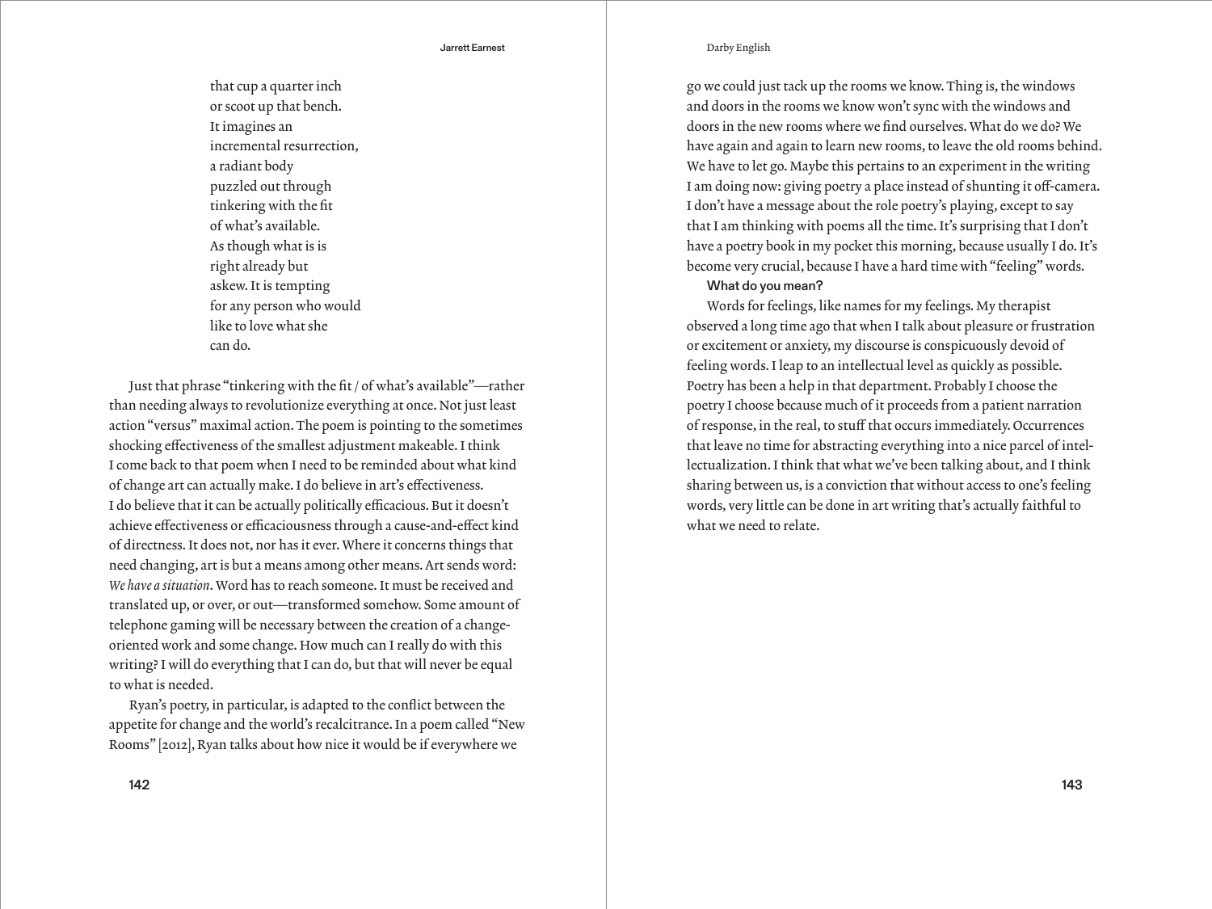that cup a quarter inch  
or scoot up that bench.  
It imagines an  
incremental resurrection,  
a radiant body  
puzzled out through  
tinkering with the fit  
of what's available.  
As though what is is  
right already but  
askew. It is tempting  
for any person who would  
like to love what she  
can do.

Just that phrase "tinkering with the fit / of what's available"—rather than needing always to revolutionize everything at once. Not just least action "versus" maximal action. The poem is pointing to the sometimes shocking effectiveness of the smallest adjustment makeable. I think I come back to that poem when I need to be reminded about what kind of change art can actually make. I do believe in art's effectiveness. I do believe that it can be actually politically efficacious. But it doesn't achieve effectiveness or efficaciousness through a cause-and-effect kind of directness. It does not, nor has it ever. Where it concerns things that need changing, art is but a means among other means. Art sends word: *We have a situation*. Word has to reach someone. It must be received and translated up, or over, or out—transformed somehow. Some amount of telephone gaming will be necessary between the creation of a change-oriented work and some change. How much can I really do with this writing? I will do everything that I can do, but that will never be equal to what is needed.

Ryan's poetry, in particular, is adapted to the conflict between the appetite for change and the world's recalcitrance. In a poem called "New Rooms" [2012], Ryan talks about how nice it would be if everywhere we go we could just tack up the rooms we know. Thing is, the windows and doors in the rooms we know won't sync with the windows and doors in the new rooms where we find ourselves. What do we do? We have again and again to learn new rooms, to leave the old rooms behind. We have to let go. Maybe this pertains to an experiment in the writing I am doing now: giving poetry a place instead of shunting it off-camera. I don't have a message about the role poetry's playing, except to say that I am thinking with poems all the time. It's surprising that I don't have a poetry book in my pocket this morning, because usually I do. It's become very crucial, because I have a hard time with "feeling" words.

What do you mean?

Words for feelings, like names for my feelings. My therapist observed a long time ago that when I talk about pleasure or frustration or excitement or anxiety, my discourse is conspicuously devoid of feeling words. I leap to an intellectual level as quickly as possible. Poetry has been a help in that department. Probably I choose the poetry I choose because much of it proceeds from a patient narration of response, in the real, to stuff that occurs immediately. Occurrences that leave no time for abstracting everything into a nice parcel of intellectualization. I think that what we've been talking about, and I think sharing between us, is a conviction that without access to one's feeling words, very little can be done in art writing that's actually faithful to what we need to relate.